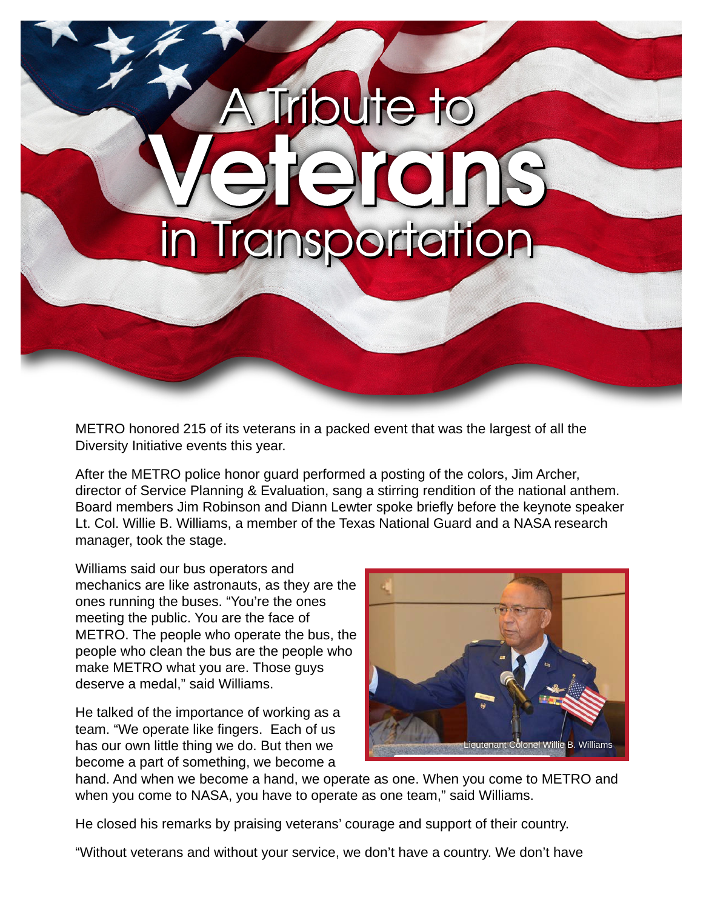# A Tribute to Veterans in Transportation

METRO honored 215 of its veterans in a packed event that was the largest of all the Diversity Initiative events this year.

After the METRO police honor guard performed a posting of the colors, Jim Archer, director of Service Planning & Evaluation, sang a stirring rendition of the national anthem. Board members Jim Robinson and Diann Lewter spoke briefly before the keynote speaker Lt. Col. Willie B. Williams, a member of the Texas National Guard and a NASA research manager, took the stage.

Williams said our bus operators and mechanics are like astronauts, as they are the ones running the buses. "You're the ones meeting the public. You are the face of METRO. The people who operate the bus, the people who clean the bus are the people who make METRO what you are. Those guys deserve a medal," said Williams.

Lieutenant Colonel Willie B. Williams

He talked of the importance of working as a team. "We operate like fingers. Each of us has our own little thing we do. But then we become a part of something, we become a hand. And when we become a hand, we operate as one. When you come to METRO and when you come to NASA, you have to operate as one team," said Williams.

He closed his remarks by praising veterans' courage and support of their country.

"Without veterans and without your service, we don't have a country. We don't have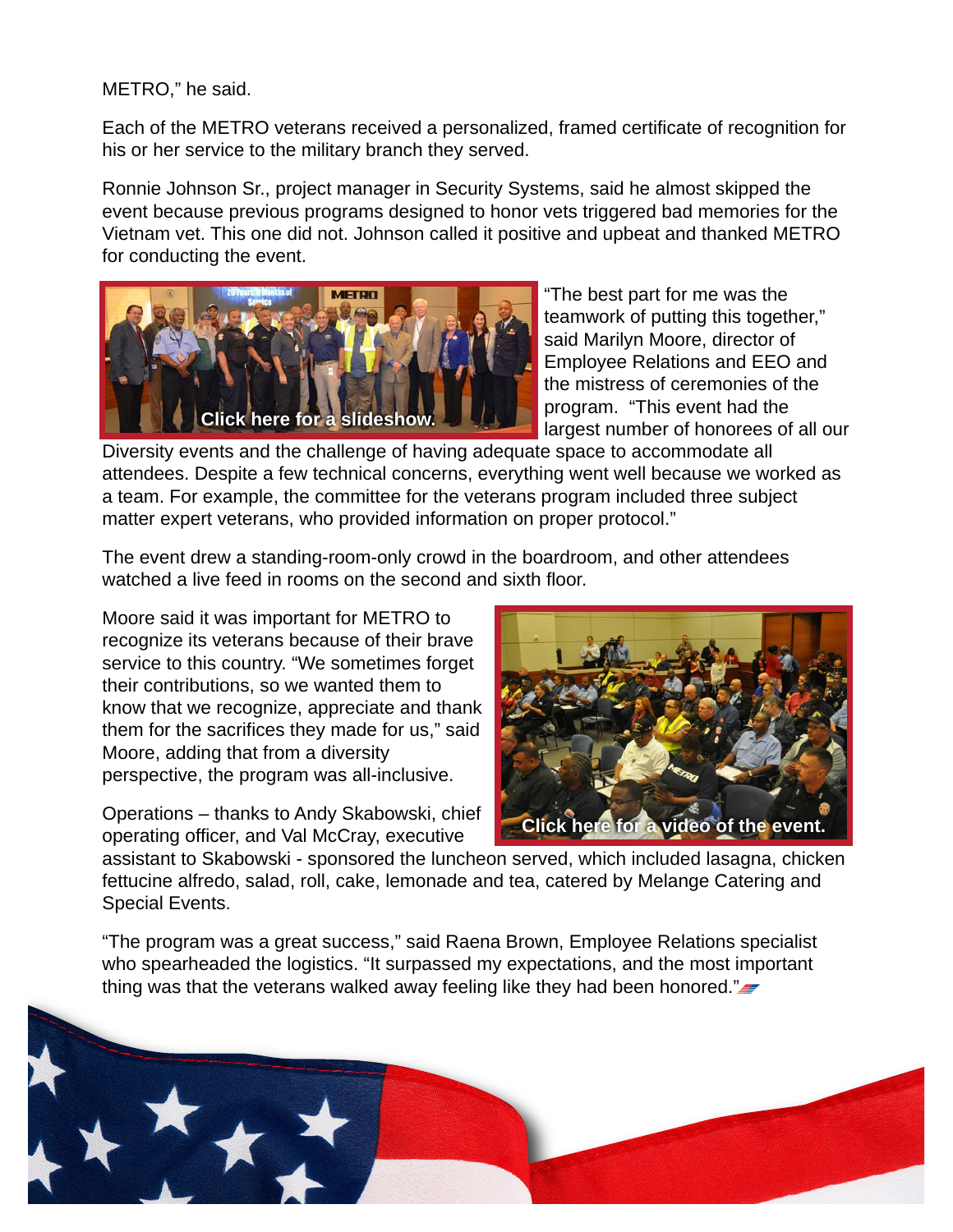METRO," he said.

Each of the METRO veterans received a personalized, framed certificate of recognition for his or her service to the military branch they served.

Ronnie Johnson Sr., project manager in Security Systems, said he almost skipped the event because previous programs designed to honor vets triggered bad memories for the Vietnam vet. This one did not. Johnson called it positive and upbeat and thanked METRO for conducting the event.

Click here for a slideshow.

"The best part for me was the teamwork of putting this together," said Marilyn Moore, director of Employee Relations and EEO and the mistress of ceremonies of the program. "This event had the largest number of honorees of all our Diversity events and the challenge of having adequate space to accommodate all attendees. Despite a few technical concerns, everything went well because we worked as a team. For example, the committee for the veterans program included three subject matter expert veterans, who provided information on proper protocol."

The event drew a standing-room-only crowd in the boardroom, and other attendees watched a live feed in rooms on the second and sixth floor.

Moore said it was important for METRO to recognize its veterans because of their brave service to this country. "We sometimes forget their contributions, so we wanted them to know that we recognize, appreciate and thank them for the sacrifices they made for us," said Moore, adding that from a diversity perspective, the program was all-inclusive.

Click here for a video of the event.

Operations – thanks to Andy Skabowski, chief operating officer, and Val McCray, executive assistant to Skabowski - sponsored the luncheon served, which included lasagna, chicken fettucine alfredo, salad, roll, cake, lemonade and tea, catered by Melange Catering and Special Events.

"The program was a great success," said Raena Brown, Employee Relations specialist who spearheaded the logistics. "It surpassed my expectations, and the most important thing was that the veterans walked away feeling like they had been honored."